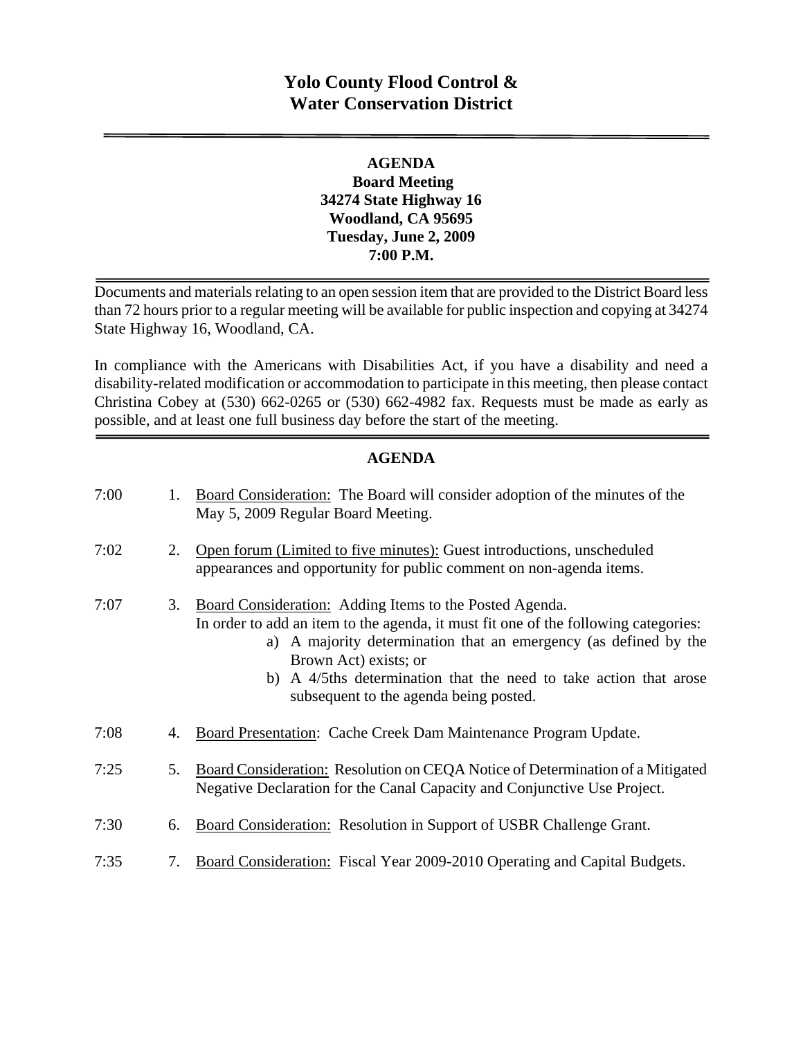# Yolo County Flood Control & Water Conservation District

**AGENDA**
**Board Meeting**
**34274 State Highway 16**
**Woodland, CA 95695**
**Tuesday, June 2, 2009**
**7:00 P.M.**

Documents and materials relating to an open session item that are provided to the District Board less than 72 hours prior to a regular meeting will be available for public inspection and copying at 34274 State Highway 16, Woodland, CA.

In compliance with the Americans with Disabilities Act, if you have a disability and need a disability-related modification or accommodation to participate in this meeting, then please contact Christina Cobey at (530) 662-0265 or (530) 662-4982 fax. Requests must be made as early as possible, and at least one full business day before the start of the meeting.

## AGENDA

7:00 1. Board Consideration: The Board will consider adoption of the minutes of the May 5, 2009 Regular Board Meeting.

7:02 2. Open forum (Limited to five minutes): Guest introductions, unscheduled appearances and opportunity for public comment on non-agenda items.

7:07 3. Board Consideration: Adding Items to the Posted Agenda.
In order to add an item to the agenda, it must fit one of the following categories:
   a) A majority determination that an emergency (as defined by the Brown Act) exists; or
   b) A 4/5ths determination that the need to take action that arose subsequent to the agenda being posted.

7:08 4. Board Presentation: Cache Creek Dam Maintenance Program Update.

7:25 5. Board Consideration: Resolution on CEQA Notice of Determination of a Mitigated Negative Declaration for the Canal Capacity and Conjunctive Use Project.

7:30 6. Board Consideration: Resolution in Support of USBR Challenge Grant.

7:35 7. Board Consideration: Fiscal Year 2009-2010 Operating and Capital Budgets.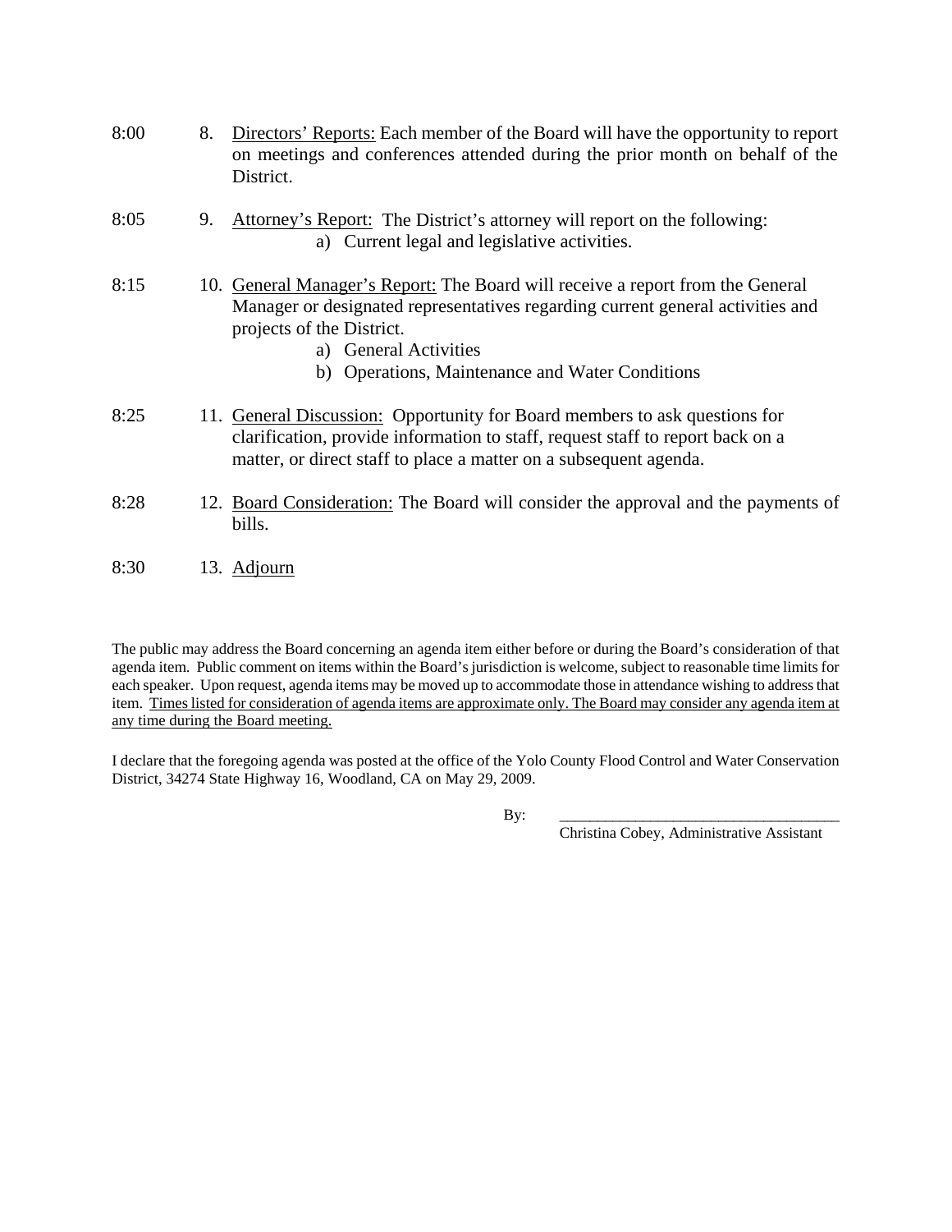8:00 8. <u>Directors' Reports:</u> Each member of the Board will have the opportunity to report on meetings and conferences attended during the prior month on behalf of the District.

8:05 9. <u>Attorney's Report:</u> The District's attorney will report on the following:

   a) Current legal and legislative activities.

8:15 10. <u>General Manager's Report:</u> The Board will receive a report from the General Manager or designated representatives regarding current general activities and projects of the District.

   a) General Activities
   b) Operations, Maintenance and Water Conditions

8:25 11. <u>General Discussion:</u> Opportunity for Board members to ask questions for clarification, provide information to staff, request staff to report back on a matter, or direct staff to place a matter on a subsequent agenda.

8:28 12. <u>Board Consideration:</u> The Board will consider the approval and the payments of bills.

8:30 13. <u>Adjourn</u>

The public may address the Board concerning an agenda item either before or during the Board's consideration of that agenda item. Public comment on items within the Board's jurisdiction is welcome, subject to reasonable time limits for each speaker. Upon request, agenda items may be moved up to accommodate those in attendance wishing to address that item. <u>Times listed for consideration of agenda items are approximate only. The Board may consider any agenda item at any time during the Board meeting.</u>

I declare that the foregoing agenda was posted at the office of the Yolo County Flood Control and Water Conservation District, 34274 State Highway 16, Woodland, CA on May 29, 2009.

By: ____________________________________

Christina Cobey, Administrative Assistant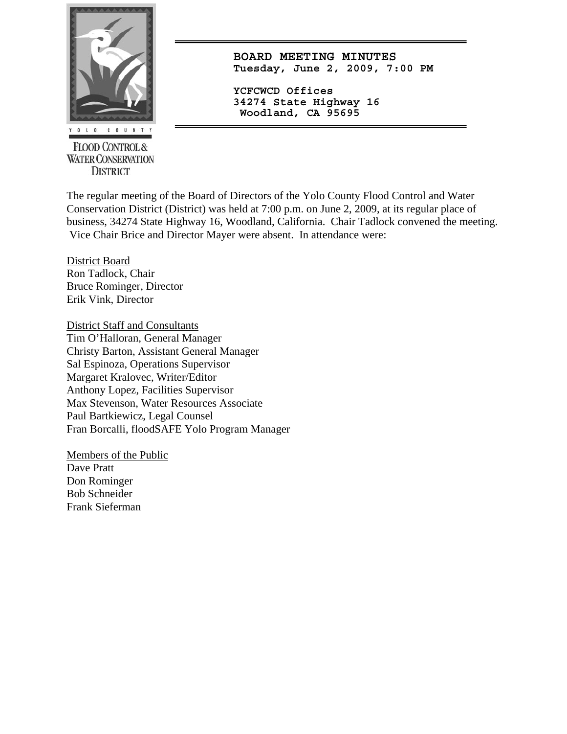**BOARD MEETING MINUTES**
**Tuesday, June 2, 2009, 7:00 PM**

**YCFCWCD Offices**
**34274 State Highway 16**
**Woodland, CA 95695**

YOLO COUNTY
FLOOD CONTROL & WATER CONSERVATION DISTRICT

The regular meeting of the Board of Directors of the Yolo County Flood Control and Water Conservation District (District) was held at 7:00 p.m. on June 2, 2009, at its regular place of business, 34274 State Highway 16, Woodland, California. Chair Tadlock convened the meeting. Vice Chair Brice and Director Mayer were absent. In attendance were:

District Board
Ron Tadlock, Chair
Bruce Rominger, Director
Erik Vink, Director

District Staff and Consultants
Tim O'Halloran, General Manager
Christy Barton, Assistant General Manager
Sal Espinoza, Operations Supervisor
Margaret Kralovec, Writer/Editor
Anthony Lopez, Facilities Supervisor
Max Stevenson, Water Resources Associate
Paul Bartkiewicz, Legal Counsel
Fran Borcalli, floodSAFE Yolo Program Manager

Members of the Public
Dave Pratt
Don Rominger
Bob Schneider
Frank Sieferman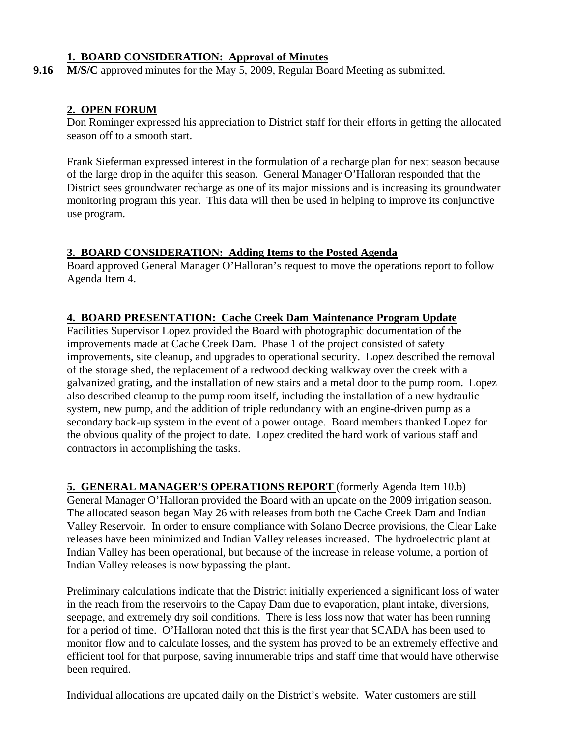## 1. BOARD CONSIDERATION: Approval of Minutes

**9.16** **M/S/C** approved minutes for the May 5, 2009, Regular Board Meeting as submitted.

## 2. OPEN FORUM

Don Rominger expressed his appreciation to District staff for their efforts in getting the allocated season off to a smooth start.

Frank Sieferman expressed interest in the formulation of a recharge plan for next season because of the large drop in the aquifer this season. General Manager O'Halloran responded that the District sees groundwater recharge as one of its major missions and is increasing its groundwater monitoring program this year. This data will then be used in helping to improve its conjunctive use program.

## 3. BOARD CONSIDERATION: Adding Items to the Posted Agenda

Board approved General Manager O'Halloran's request to move the operations report to follow Agenda Item 4.

## 4. BOARD PRESENTATION: Cache Creek Dam Maintenance Program Update

Facilities Supervisor Lopez provided the Board with photographic documentation of the improvements made at Cache Creek Dam. Phase 1 of the project consisted of safety improvements, site cleanup, and upgrades to operational security. Lopez described the removal of the storage shed, the replacement of a redwood decking walkway over the creek with a galvanized grating, and the installation of new stairs and a metal door to the pump room. Lopez also described cleanup to the pump room itself, including the installation of a new hydraulic system, new pump, and the addition of triple redundancy with an engine-driven pump as a secondary back-up system in the event of a power outage. Board members thanked Lopez for the obvious quality of the project to date. Lopez credited the hard work of various staff and contractors in accomplishing the tasks.

## 5. GENERAL MANAGER'S OPERATIONS REPORT (formerly Agenda Item 10.b)

General Manager O'Halloran provided the Board with an update on the 2009 irrigation season. The allocated season began May 26 with releases from both the Cache Creek Dam and Indian Valley Reservoir. In order to ensure compliance with Solano Decree provisions, the Clear Lake releases have been minimized and Indian Valley releases increased. The hydroelectric plant at Indian Valley has been operational, but because of the increase in release volume, a portion of Indian Valley releases is now bypassing the plant.

Preliminary calculations indicate that the District initially experienced a significant loss of water in the reach from the reservoirs to the Capay Dam due to evaporation, plant intake, diversions, seepage, and extremely dry soil conditions. There is less loss now that water has been running for a period of time. O'Halloran noted that this is the first year that SCADA has been used to monitor flow and to calculate losses, and the system has proved to be an extremely effective and efficient tool for that purpose, saving innumerable trips and staff time that would have otherwise been required.

Individual allocations are updated daily on the District's website. Water customers are still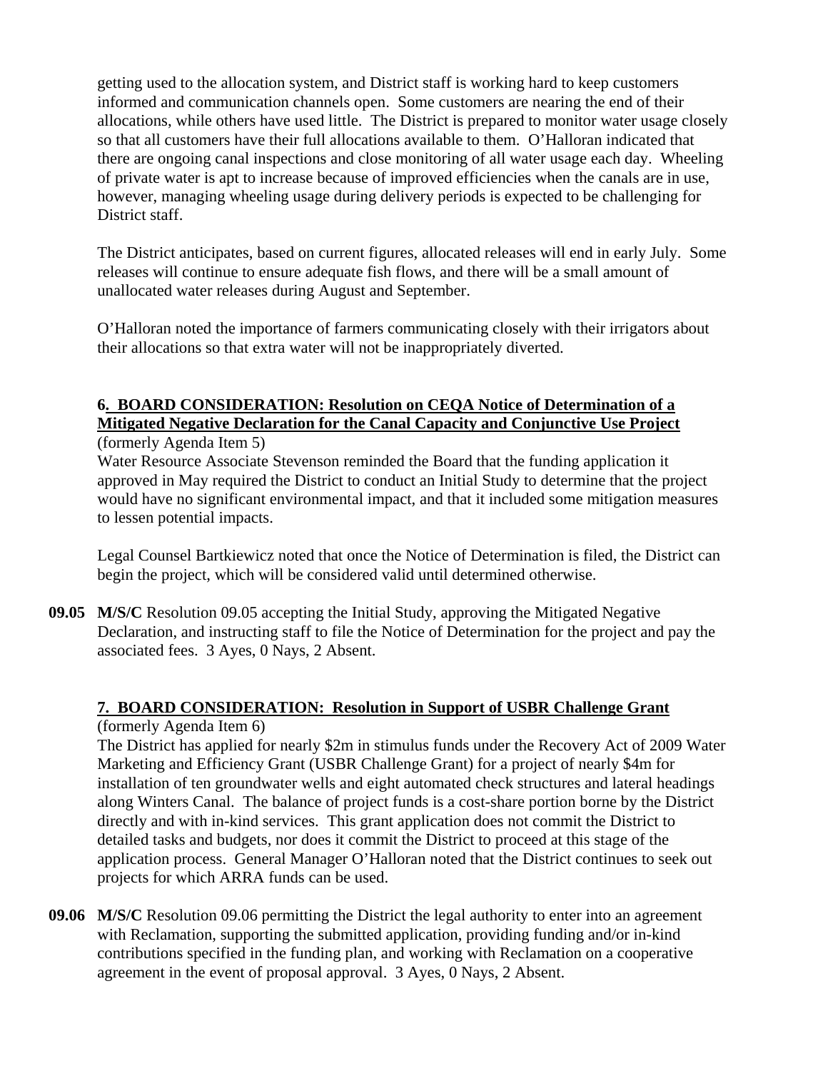getting used to the allocation system, and District staff is working hard to keep customers informed and communication channels open. Some customers are nearing the end of their allocations, while others have used little. The District is prepared to monitor water usage closely so that all customers have their full allocations available to them. O'Halloran indicated that there are ongoing canal inspections and close monitoring of all water usage each day. Wheeling of private water is apt to increase because of improved efficiencies when the canals are in use, however, managing wheeling usage during delivery periods is expected to be challenging for District staff.

The District anticipates, based on current figures, allocated releases will end in early July. Some releases will continue to ensure adequate fish flows, and there will be a small amount of unallocated water releases during August and September.

O'Halloran noted the importance of farmers communicating closely with their irrigators about their allocations so that extra water will not be inappropriately diverted.

**6. BOARD CONSIDERATION: Resolution on CEQA Notice of Determination of a Mitigated Negative Declaration for the Canal Capacity and Conjunctive Use Project**
(formerly Agenda Item 5)
Water Resource Associate Stevenson reminded the Board that the funding application it approved in May required the District to conduct an Initial Study to determine that the project would have no significant environmental impact, and that it included some mitigation measures to lessen potential impacts.

Legal Counsel Bartkiewicz noted that once the Notice of Determination is filed, the District can begin the project, which will be considered valid until determined otherwise.

**09.05** **M/S/C** Resolution 09.05 accepting the Initial Study, approving the Mitigated Negative Declaration, and instructing staff to file the Notice of Determination for the project and pay the associated fees. 3 Ayes, 0 Nays, 2 Absent.

**7. BOARD CONSIDERATION: Resolution in Support of USBR Challenge Grant**
(formerly Agenda Item 6)
The District has applied for nearly $2m in stimulus funds under the Recovery Act of 2009 Water Marketing and Efficiency Grant (USBR Challenge Grant) for a project of nearly $4m for installation of ten groundwater wells and eight automated check structures and lateral headings along Winters Canal. The balance of project funds is a cost-share portion borne by the District directly and with in-kind services. This grant application does not commit the District to detailed tasks and budgets, nor does it commit the District to proceed at this stage of the application process. General Manager O'Halloran noted that the District continues to seek out projects for which ARRA funds can be used.

**09.06** **M/S/C** Resolution 09.06 permitting the District the legal authority to enter into an agreement with Reclamation, supporting the submitted application, providing funding and/or in-kind contributions specified in the funding plan, and working with Reclamation on a cooperative agreement in the event of proposal approval. 3 Ayes, 0 Nays, 2 Absent.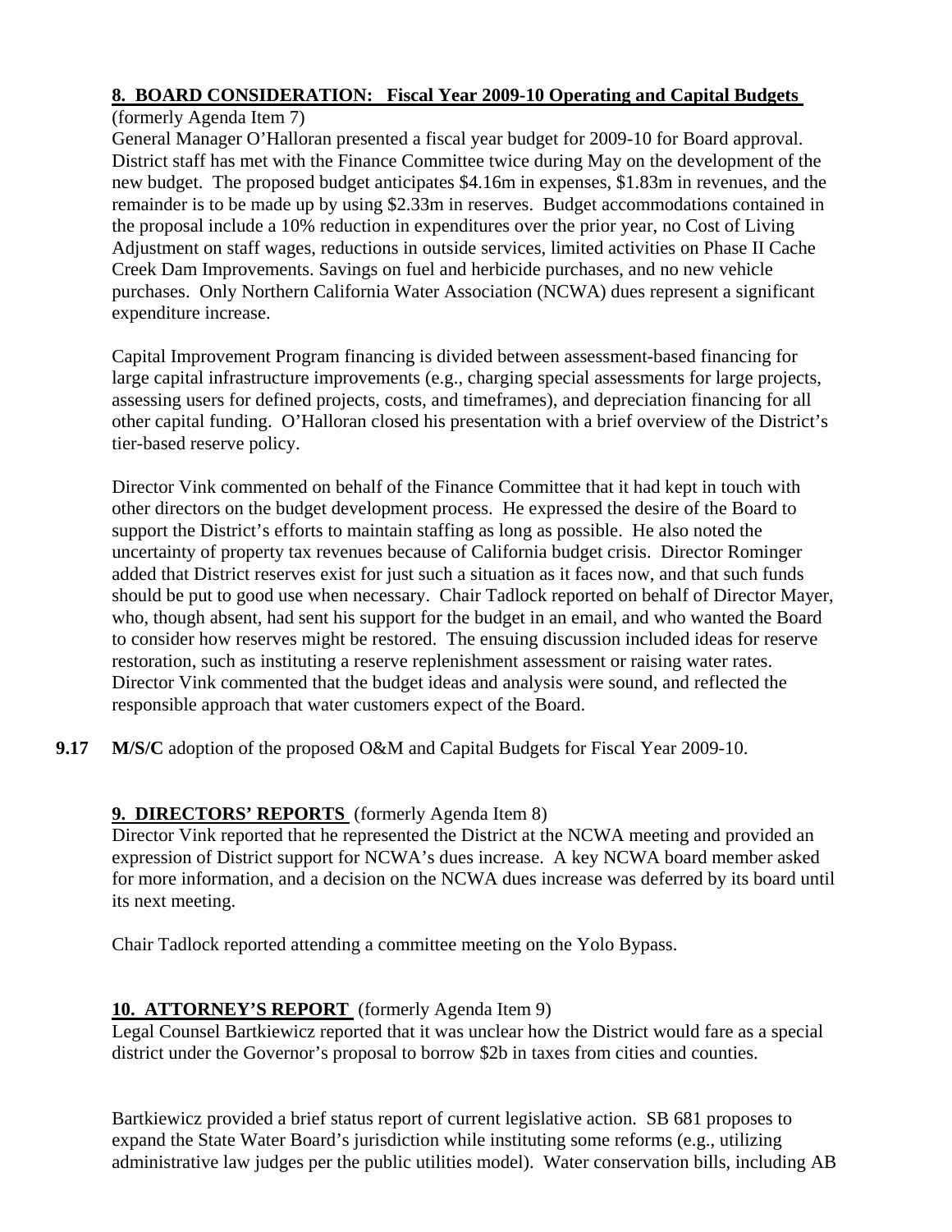**8. BOARD CONSIDERATION: Fiscal Year 2009-10 Operating and Capital Budgets**
(formerly Agenda Item 7)

General Manager O'Halloran presented a fiscal year budget for 2009-10 for Board approval. District staff has met with the Finance Committee twice during May on the development of the new budget. The proposed budget anticipates $4.16m in expenses, $1.83m in revenues, and the remainder is to be made up by using $2.33m in reserves. Budget accommodations contained in the proposal include a 10% reduction in expenditures over the prior year, no Cost of Living Adjustment on staff wages, reductions in outside services, limited activities on Phase II Cache Creek Dam Improvements. Savings on fuel and herbicide purchases, and no new vehicle purchases. Only Northern California Water Association (NCWA) dues represent a significant expenditure increase.

Capital Improvement Program financing is divided between assessment-based financing for large capital infrastructure improvements (e.g., charging special assessments for large projects, assessing users for defined projects, costs, and timeframes), and depreciation financing for all other capital funding. O'Halloran closed his presentation with a brief overview of the District's tier-based reserve policy.

Director Vink commented on behalf of the Finance Committee that it had kept in touch with other directors on the budget development process. He expressed the desire of the Board to support the District's efforts to maintain staffing as long as possible. He also noted the uncertainty of property tax revenues because of California budget crisis. Director Rominger added that District reserves exist for just such a situation as it faces now, and that such funds should be put to good use when necessary. Chair Tadlock reported on behalf of Director Mayer, who, though absent, had sent his support for the budget in an email, and who wanted the Board to consider how reserves might be restored. The ensuing discussion included ideas for reserve restoration, such as instituting a reserve replenishment assessment or raising water rates. Director Vink commented that the budget ideas and analysis were sound, and reflected the responsible approach that water customers expect of the Board.

**9.17** **M/S/C** adoption of the proposed O&M and Capital Budgets for Fiscal Year 2009-10.

**9. DIRECTORS' REPORTS** (formerly Agenda Item 8)

Director Vink reported that he represented the District at the NCWA meeting and provided an expression of District support for NCWA's dues increase. A key NCWA board member asked for more information, and a decision on the NCWA dues increase was deferred by its board until its next meeting.

Chair Tadlock reported attending a committee meeting on the Yolo Bypass.

**10. ATTORNEY'S REPORT** (formerly Agenda Item 9)

Legal Counsel Bartkiewicz reported that it was unclear how the District would fare as a special district under the Governor's proposal to borrow $2b in taxes from cities and counties.

Bartkiewicz provided a brief status report of current legislative action. SB 681 proposes to expand the State Water Board's jurisdiction while instituting some reforms (e.g., utilizing administrative law judges per the public utilities model). Water conservation bills, including AB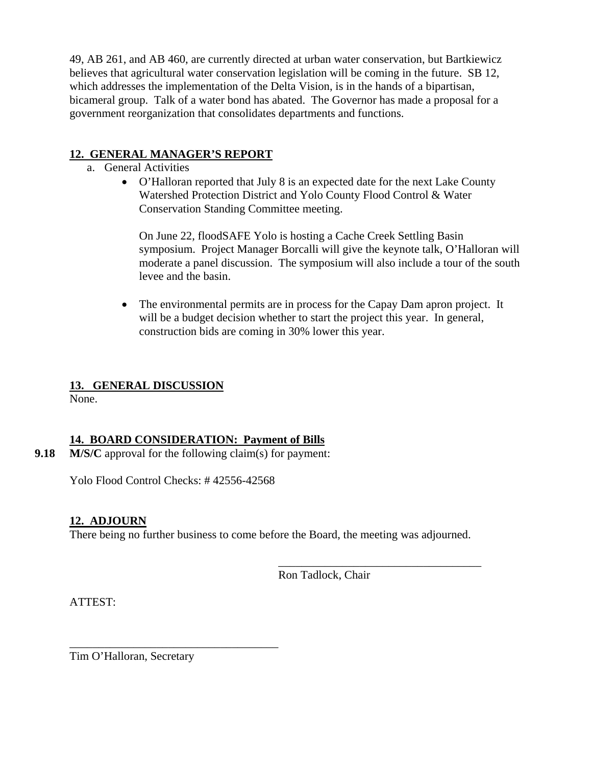49, AB 261, and AB 460, are currently directed at urban water conservation, but Bartkiewicz believes that agricultural water conservation legislation will be coming in the future. SB 12, which addresses the implementation of the Delta Vision, is in the hands of a bipartisan, bicameral group. Talk of a water bond has abated. The Governor has made a proposal for a government reorganization that consolidates departments and functions.

## 12. GENERAL MANAGER'S REPORT

a. General Activities

- O'Halloran reported that July 8 is an expected date for the next Lake County Watershed Protection District and Yolo County Flood Control & Water Conservation Standing Committee meeting.

  On June 22, floodSAFE Yolo is hosting a Cache Creek Settling Basin symposium. Project Manager Borcalli will give the keynote talk, O'Halloran will moderate a panel discussion. The symposium will also include a tour of the south levee and the basin.

- The environmental permits are in process for the Capay Dam apron project. It will be a budget decision whether to start the project this year. In general, construction bids are coming in 30% lower this year.

## 13. GENERAL DISCUSSION

None.

## 14. BOARD CONSIDERATION: Payment of Bills

**9.18** **M/S/C** approval for the following claim(s) for payment:

Yolo Flood Control Checks: # 42556-42568

## 12. ADJOURN

There being no further business to come before the Board, the meeting was adjourned.

\_\_\_\_\_\_\_\_\_\_\_\_\_\_\_\_\_\_\_\_\_\_\_\_\_\_\_\_\_\_\_\_\_\_\_\_
Ron Tadlock, Chair

ATTEST:

\_\_\_\_\_\_\_\_\_\_\_\_\_\_\_\_\_\_\_\_\_\_\_\_\_\_\_\_\_\_\_\_\_\_\_\_
Tim O'Halloran, Secretary